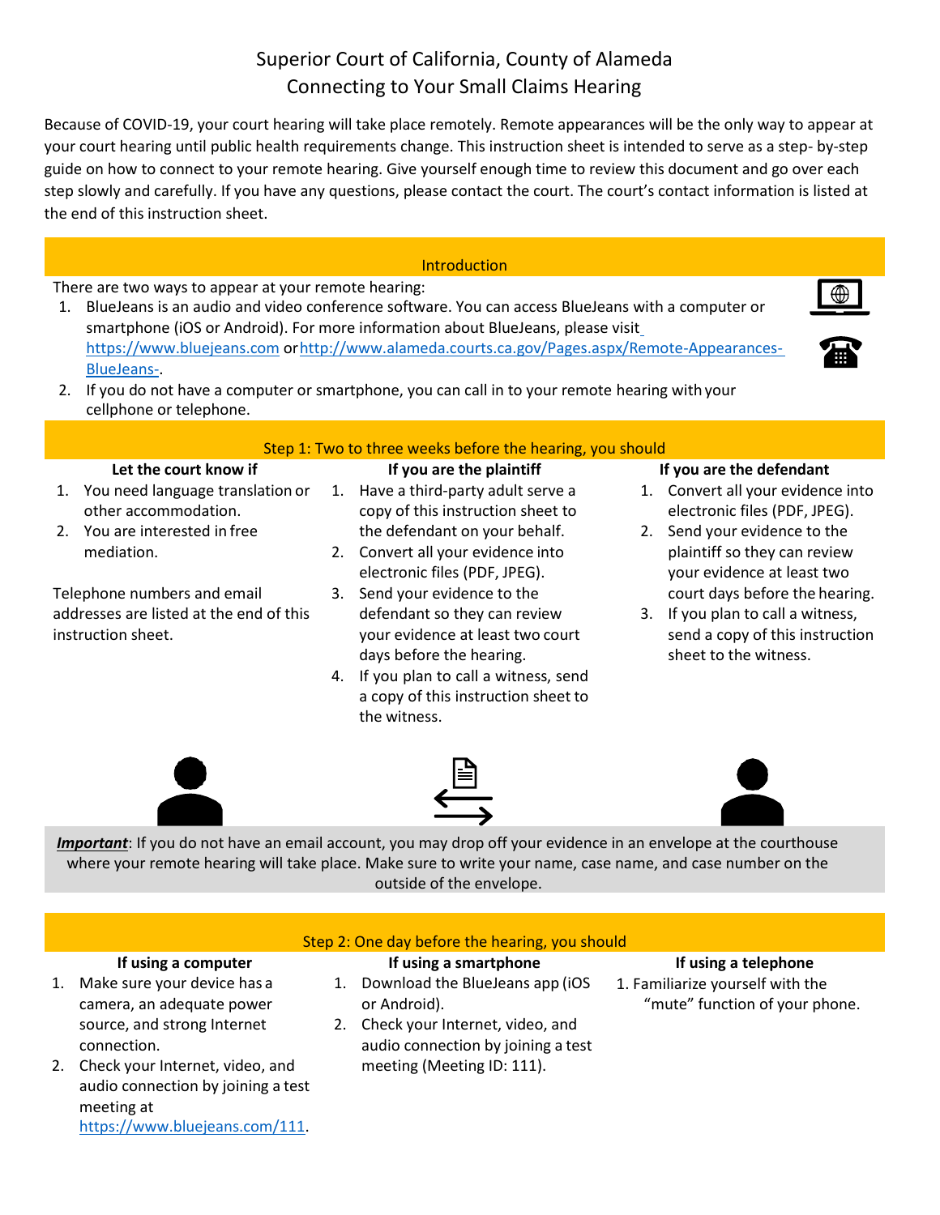# Superior Court of California, County of Alameda
# Connecting to Your Small Claims Hearing

Because of COVID-19, your court hearing will take place remotely. Remote appearances will be the only way to appear at your court hearing until public health requirements change. This instruction sheet is intended to serve as a step- by-step guide on how to connect to your remote hearing. Give yourself enough time to review this document and go over each step slowly and carefully. If you have any questions, please contact the court. The court's contact information is listed at the end of this instruction sheet.

## Introduction

There are two ways to appear at your remote hearing:

1. BlueJeans is an audio and video conference software. You can access BlueJeans with a computer or smartphone (iOS or Android). For more information about BlueJeans, please visit https://www.bluejeans.com or http://www.alameda.courts.ca.gov/Pages.aspx/Remote-Appearances-BlueJeans-.
2. If you do not have a computer or smartphone, you can call in to your remote hearing with your cellphone or telephone.

## Step 1: Two to three weeks before the hearing, you should

### Let the court know if

1. You need language translation or other accommodation.
2. You are interested in free mediation.

Telephone numbers and email addresses are listed at the end of this instruction sheet.

### If you are the plaintiff

1. Have a third-party adult serve a copy of this instruction sheet to the defendant on your behalf.
2. Convert all your evidence into electronic files (PDF, JPEG).
3. Send your evidence to the defendant so they can review your evidence at least two court days before the hearing.
4. If you plan to call a witness, send a copy of this instruction sheet to the witness.

### If you are the defendant

1. Convert all your evidence into electronic files (PDF, JPEG).
2. Send your evidence to the plaintiff so they can review your evidence at least two court days before the hearing.
3. If you plan to call a witness, send a copy of this instruction sheet to the witness.

***Important***: If you do not have an email account, you may drop off your evidence in an envelope at the courthouse where your remote hearing will take place. Make sure to write your name, case name, and case number on the outside of the envelope.

## Step 2: One day before the hearing, you should

### If using a computer

1. Make sure your device has a camera, an adequate power source, and strong Internet connection.
2. Check your Internet, video, and audio connection by joining a test meeting at https://www.bluejeans.com/111.

### If using a smartphone

1. Download the BlueJeans app (iOS or Android).
2. Check your Internet, video, and audio connection by joining a test meeting (Meeting ID: 111).

### If using a telephone

1. Familiarize yourself with the "mute" function of your phone.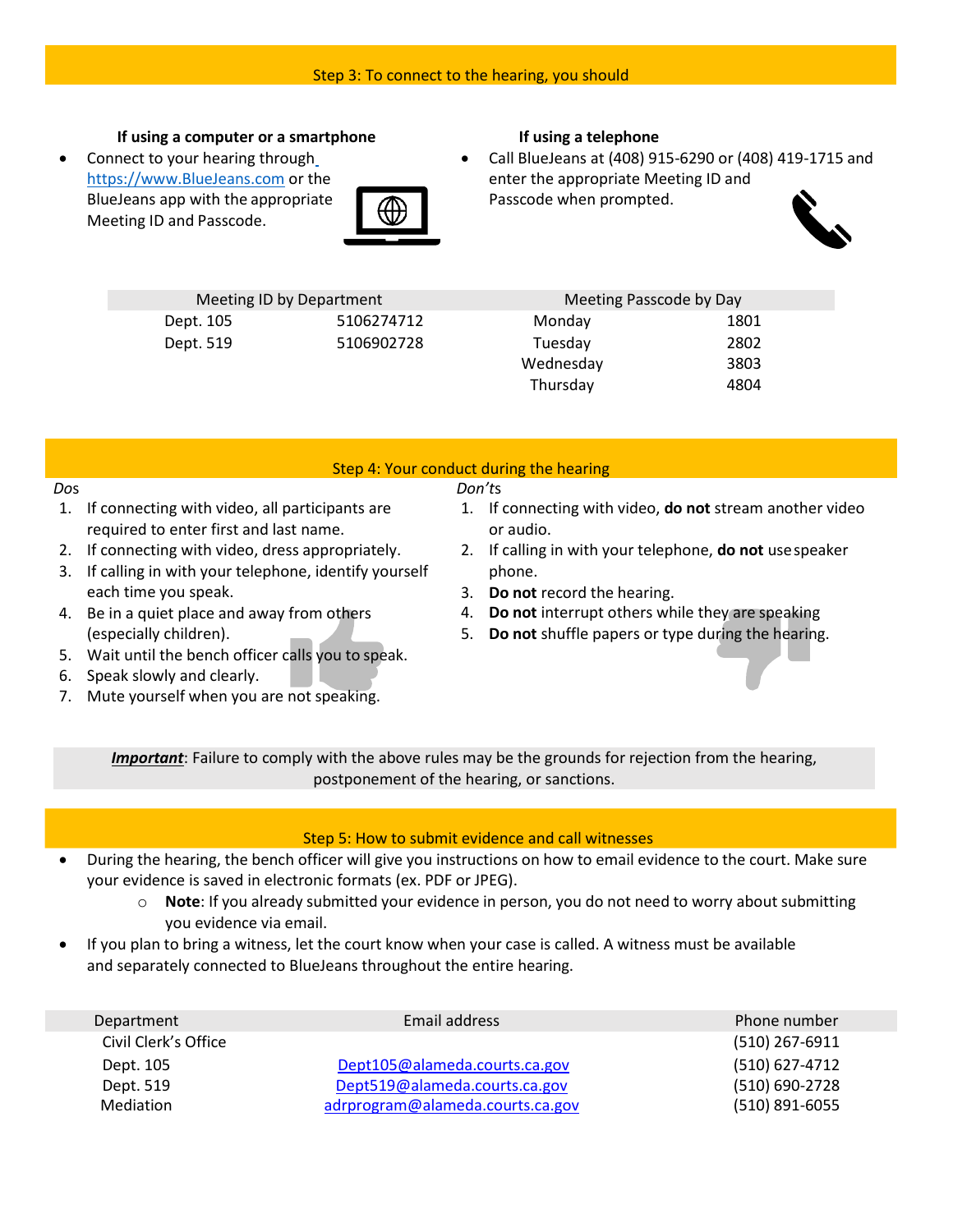## Step 3: To connect to the hearing, you should

**If using a computer or a smartphone**

- Connect to your hearing through https://www.BlueJeans.com or the BlueJeans app with the appropriate Meeting ID and Passcode.

**If using a telephone**

- Call BlueJeans at (408) 915-6290 or (408) 419-1715 and enter the appropriate Meeting ID and Passcode when prompted.

| Meeting ID by Department | | Meeting Passcode by Day | |
|---|---|---|---|
| Dept. 105 | 5106274712 | Monday | 1801 |
| Dept. 519 | 5106902728 | Tuesday | 2802 |
| | | Wednesday | 3803 |
| | | Thursday | 4804 |

## Step 4: Your conduct during the hearing

*Dos*

1. If connecting with video, all participants are required to enter first and last name.
2. If connecting with video, dress appropriately.
3. If calling in with your telephone, identify yourself each time you speak.
4. Be in a quiet place and away from others (especially children).
5. Wait until the bench officer calls you to speak.
6. Speak slowly and clearly.
7. Mute yourself when you are not speaking.

*Don'ts*

1. If connecting with video, **do not** stream another video or audio.
2. If calling in with your telephone, **do not** use speaker phone.
3. **Do not** record the hearing.
4. **Do not** interrupt others while they are speaking
5. **Do not** shuffle papers or type during the hearing.

***Important***: Failure to comply with the above rules may be the grounds for rejection from the hearing, postponement of the hearing, or sanctions.

## Step 5: How to submit evidence and call witnesses

- During the hearing, the bench officer will give you instructions on how to email evidence to the court. Make sure your evidence is saved in electronic formats (ex. PDF or JPEG).
  - **Note**: If you already submitted your evidence in person, you do not need to worry about submitting you evidence via email.
- If you plan to bring a witness, let the court know when your case is called. A witness must be available and separately connected to BlueJeans throughout the entire hearing.

| Department | Email address | Phone number |
|---|---|---|
| Civil Clerk's Office | | (510) 267-6911 |
| Dept. 105 | Dept105@alameda.courts.ca.gov | (510) 627-4712 |
| Dept. 519 | Dept519@alameda.courts.ca.gov | (510) 690-2728 |
| Mediation | adrprogram@alameda.courts.ca.gov | (510) 891-6055 |